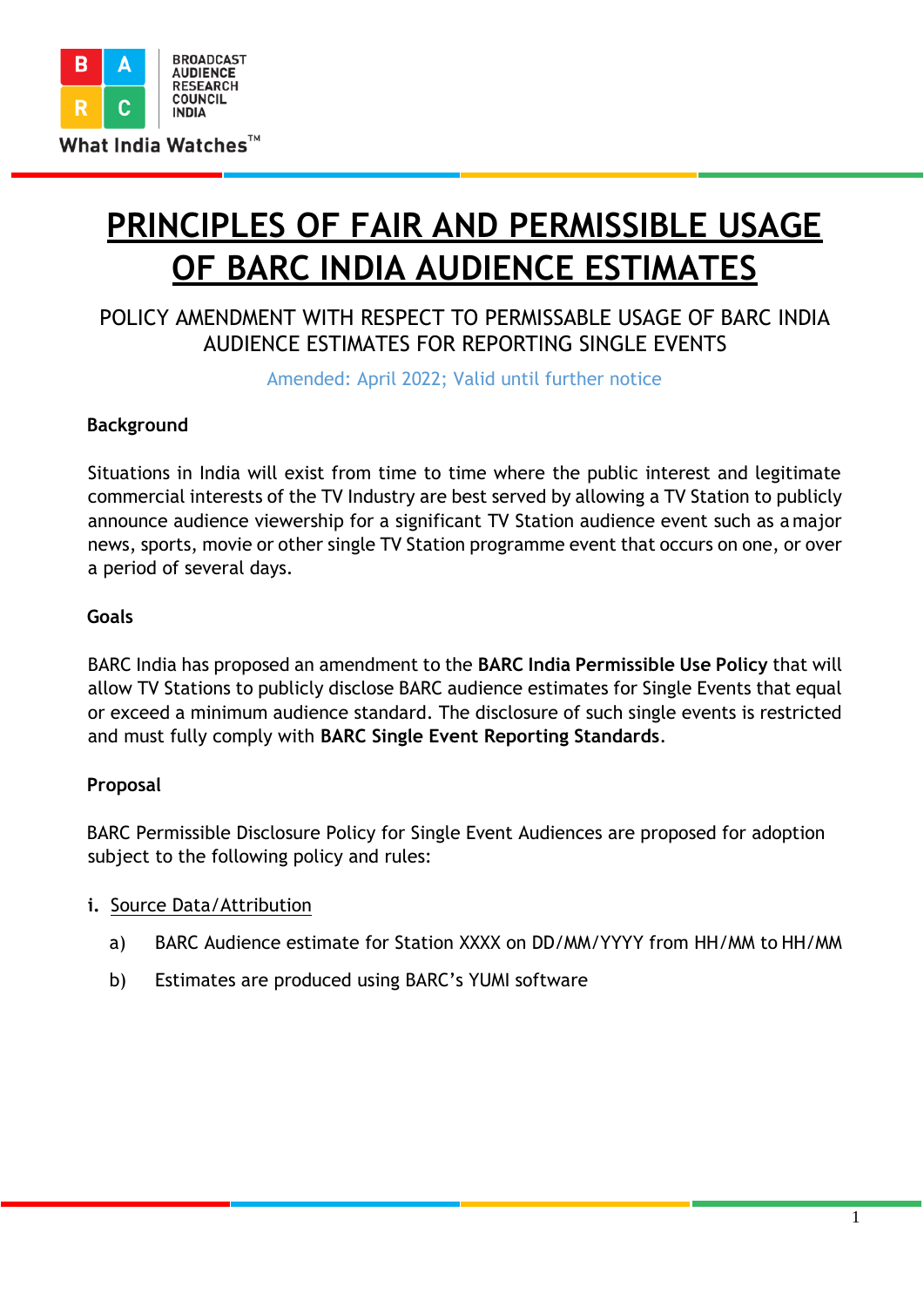# PRINCIPLES OF FAIR AND PERMISSIBLE USAGE OF BARC INDIA AUDIENCE ESTIMATES

## POLICY AMENDMENT WITH RESPECT TO PERMISSABLE USAGE OF BARC INDIA AUDIENCE ESTIMATES FOR REPORTING SINGLE EVENTS

Amended: April 2022; Valid until further notice

**Background**

Situations in India will exist from time to time where the public interest and legitimate commercial interests of the TV Industry are best served by allowing a TV Station to publicly announce audience viewership for a significant TV Station audience event such as a major news, sports, movie or other single TV Station programme event that occurs on one, or over a period of several days.

**Goals**

BARC India has proposed an amendment to the **BARC India Permissible Use Policy** that will allow TV Stations to publicly disclose BARC audience estimates for Single Events that equal or exceed a minimum audience standard. The disclosure of such single events is restricted and must fully comply with **BARC Single Event Reporting Standards**.

**Proposal**

BARC Permissible Disclosure Policy for Single Event Audiences are proposed for adoption subject to the following policy and rules:

**i.** Source Data/Attribution

a) BARC Audience estimate for Station XXXX on DD/MM/YYYY from HH/MM to HH/MM

b) Estimates are produced using BARC's YUMI software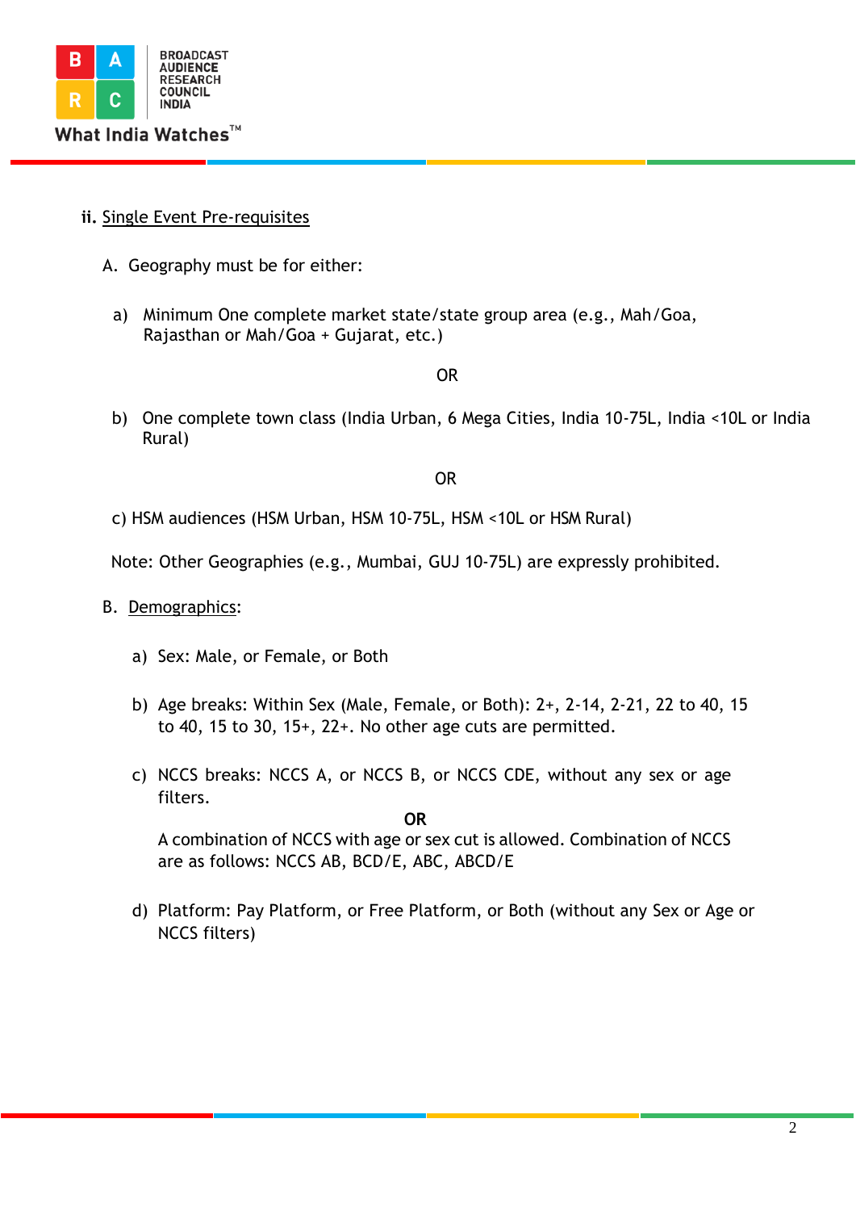ii. Single Event Pre-requisites

A. Geography must be for either:

a) Minimum One complete market state/state group area (e.g., Mah/Goa, Rajasthan or Mah/Goa + Gujarat, etc.)

OR

b) One complete town class (India Urban, 6 Mega Cities, India 10-75L, India <10L or India Rural)

OR

c) HSM audiences (HSM Urban, HSM 10-75L, HSM <10L or HSM Rural)

Note: Other Geographies (e.g., Mumbai, GUJ 10-75L) are expressly prohibited.

B. Demographics:

a) Sex: Male, or Female, or Both

b) Age breaks: Within Sex (Male, Female, or Both): 2+, 2-14, 2-21, 22 to 40, 15 to 40, 15 to 30, 15+, 22+. No other age cuts are permitted.

c) NCCS breaks: NCCS A, or NCCS B, or NCCS CDE, without any sex or age filters.

**OR**

A combination of NCCS with age or sex cut is allowed. Combination of NCCS are as follows: NCCS AB, BCD/E, ABC, ABCD/E

d) Platform: Pay Platform, or Free Platform, or Both (without any Sex or Age or NCCS filters)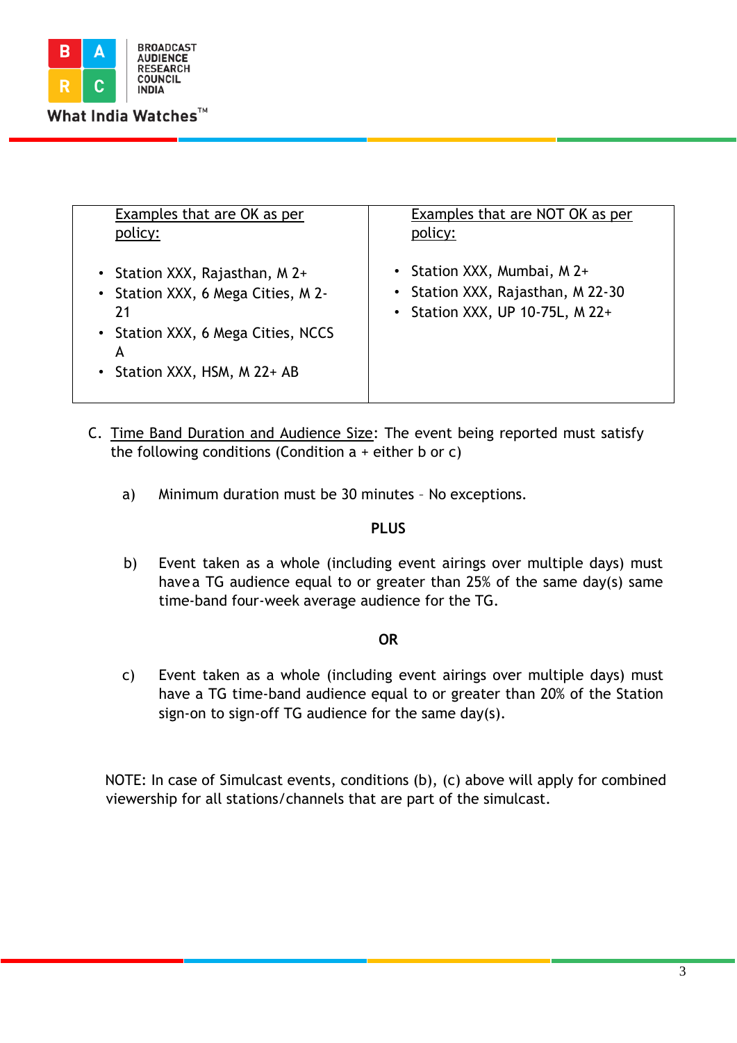| Examples that are OK as per policy: | Examples that are NOT OK as per policy: |
|---|---|
| • Station XXX, Rajasthan, M 2+<br>• Station XXX, 6 Mega Cities, M 2-21<br>• Station XXX, 6 Mega Cities, NCCS A<br>• Station XXX, HSM, M 22+ AB | • Station XXX, Mumbai, M 2+<br>• Station XXX, Rajasthan, M 22-30<br>• Station XXX, UP 10-75L, M 22+ |

C. <u>Time Band Duration and Audience Size</u>: The event being reported must satisfy the following conditions (Condition a + either b or c)

a) Minimum duration must be 30 minutes – No exceptions.

**PLUS**

b) Event taken as a whole (including event airings over multiple days) must have a TG audience equal to or greater than 25% of the same day(s) same time-band four-week average audience for the TG.

**OR**

c) Event taken as a whole (including event airings over multiple days) must have a TG time-band audience equal to or greater than 20% of the Station sign-on to sign-off TG audience for the same day(s).

NOTE: In case of Simulcast events, conditions (b), (c) above will apply for combined viewership for all stations/channels that are part of the simulcast.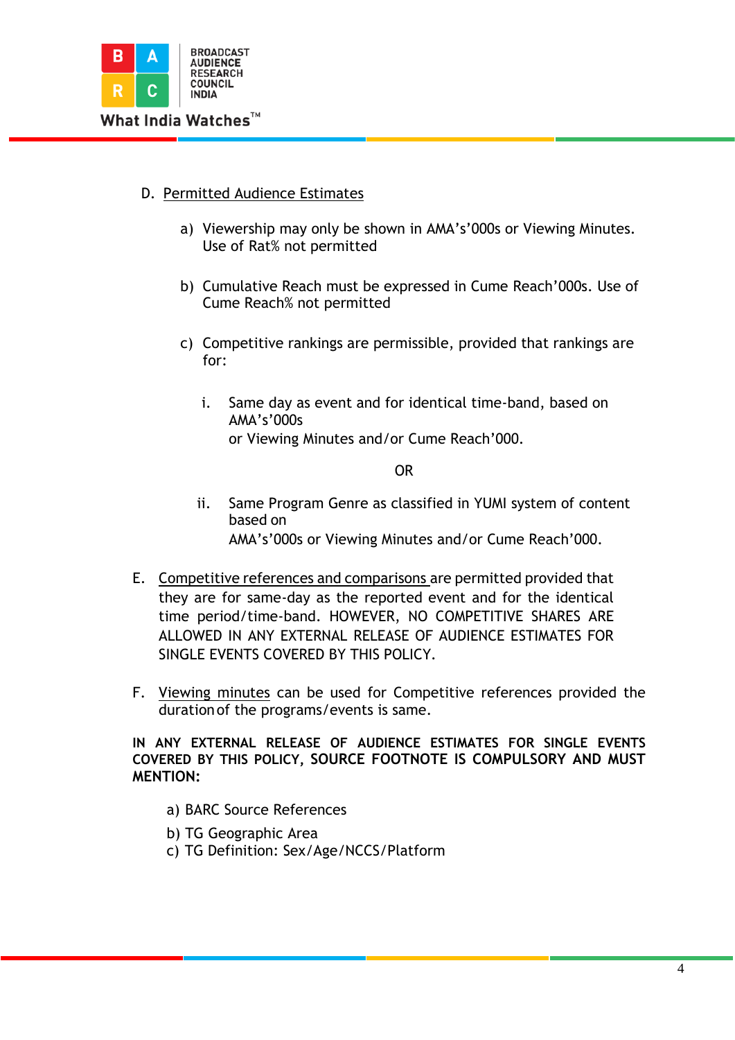D. <u>Permitted Audience Estimates</u>

a) Viewership may only be shown in AMA's'000s or Viewing Minutes. Use of Rat% not permitted

b) Cumulative Reach must be expressed in Cume Reach'000s. Use of Cume Reach% not permitted

c) Competitive rankings are permissible, provided that rankings are for:

i. Same day as event and for identical time-band, based on AMA's'000s or Viewing Minutes and/or Cume Reach'000.

OR

ii. Same Program Genre as classified in YUMI system of content based on AMA's'000s or Viewing Minutes and/or Cume Reach'000.

E. <u>Competitive references and comparisons</u> are permitted provided that they are for same-day as the reported event and for the identical time period/time-band. HOWEVER, NO COMPETITIVE SHARES ARE ALLOWED IN ANY EXTERNAL RELEASE OF AUDIENCE ESTIMATES FOR SINGLE EVENTS COVERED BY THIS POLICY.

F. <u>Viewing minutes</u> can be used for Competitive references provided the duration of the programs/events is same.

**IN ANY EXTERNAL RELEASE OF AUDIENCE ESTIMATES FOR SINGLE EVENTS COVERED BY THIS POLICY, SOURCE FOOTNOTE IS COMPULSORY AND MUST MENTION:**

a) BARC Source References

b) TG Geographic Area

c) TG Definition: Sex/Age/NCCS/Platform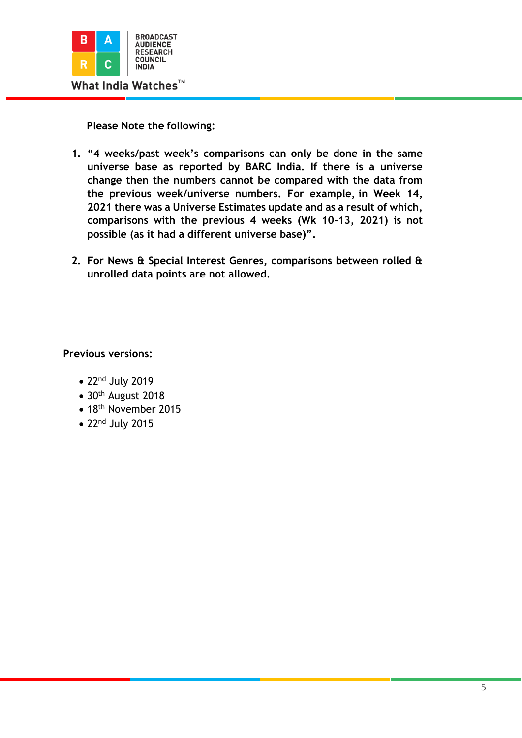**Please Note the following:**

1. **"4 weeks/past week's comparisons can only be done in the same universe base as reported by BARC India. If there is a universe change then the numbers cannot be compared with the data from the previous week/universe numbers. For example, in Week 14, 2021 there was a Universe Estimates update and as a result of which, comparisons with the previous 4 weeks (Wk 10-13, 2021) is not possible (as it had a different universe base)".**

2. **For News & Special Interest Genres, comparisons between rolled & unrolled data points are not allowed.**

**Previous versions:**

- 22nd July 2019
- 30th August 2018
- 18th November 2015
- 22nd July 2015